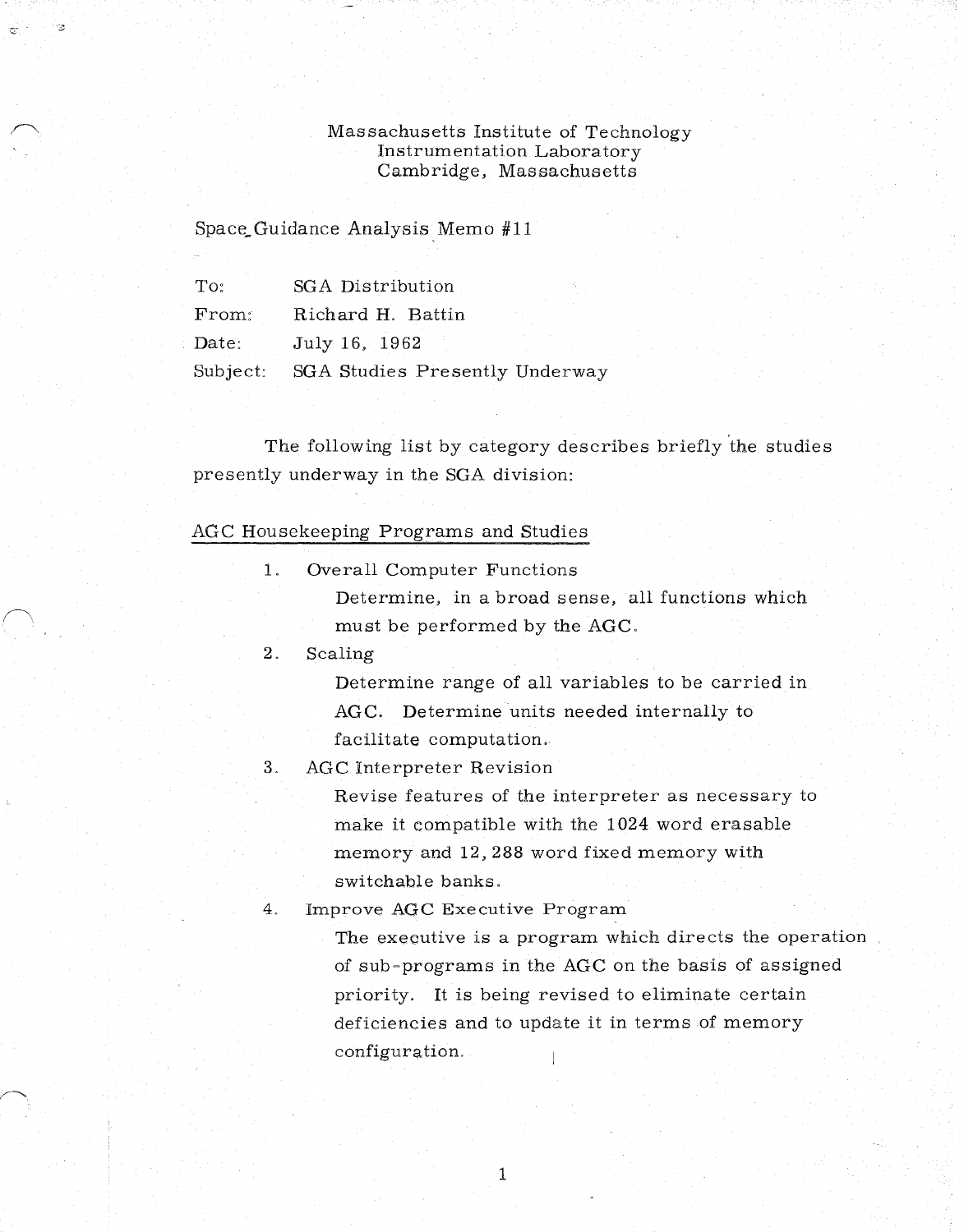Massachusetts Institute of Technology
Instrumentation Laboratory
Cambridge, Massachusetts

Space Guidance Analysis Memo #11

To: SGA Distribution
From: Richard H. Battin
Date: July 16, 1962
Subject: SGA Studies Presently Underway

The following list by category describes briefly the studies presently underway in the SGA division:

## AGC Housekeeping Programs and Studies

1. Overall Computer Functions

   Determine, in a broad sense, all functions which must be performed by the AGC.

2. Scaling

   Determine range of all variables to be carried in AGC. Determine units needed internally to facilitate computation.

3. AGC Interpreter Revision

   Revise features of the interpreter as necessary to make it compatible with the 1024 word erasable memory and 12,288 word fixed memory with switchable banks.

4. Improve AGC Executive Program

   The executive is a program which directs the operation of sub-programs in the AGC on the basis of assigned priority. It is being revised to eliminate certain deficiencies and to update it in terms of memory configuration.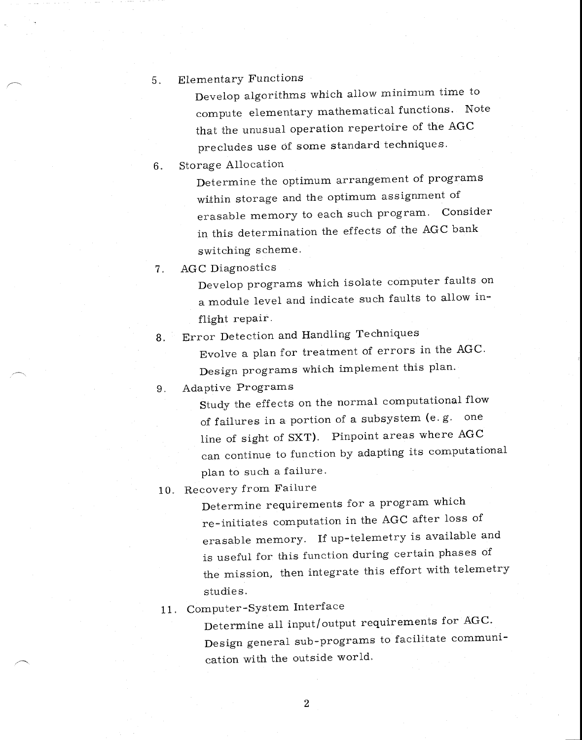5. Elementary Functions

   Develop algorithms which allow minimum time to compute elementary mathematical functions. Note that the unusual operation repertoire of the AGC precludes use of some standard techniques.

6. Storage Allocation

   Determine the optimum arrangement of programs within storage and the optimum assignment of erasable memory to each such program. Consider in this determination the effects of the AGC bank switching scheme.

7. AGC Diagnostics

   Develop programs which isolate computer faults on a module level and indicate such faults to allow in-flight repair.

8. Error Detection and Handling Techniques

   Evolve a plan for treatment of errors in the AGC. Design programs which implement this plan.

9. Adaptive Programs

   Study the effects on the normal computational flow of failures in a portion of a subsystem (e.g. one line of sight of SXT). Pinpoint areas where AGC can continue to function by adapting its computational plan to such a failure.

10. Recovery from Failure

    Determine requirements for a program which re-initiates computation in the AGC after loss of erasable memory. If up-telemetry is available and is useful for this function during certain phases of the mission, then integrate this effort with telemetry studies.

11. Computer-System Interface

    Determine all input/output requirements for AGC. Design general sub-programs to facilitate communication with the outside world.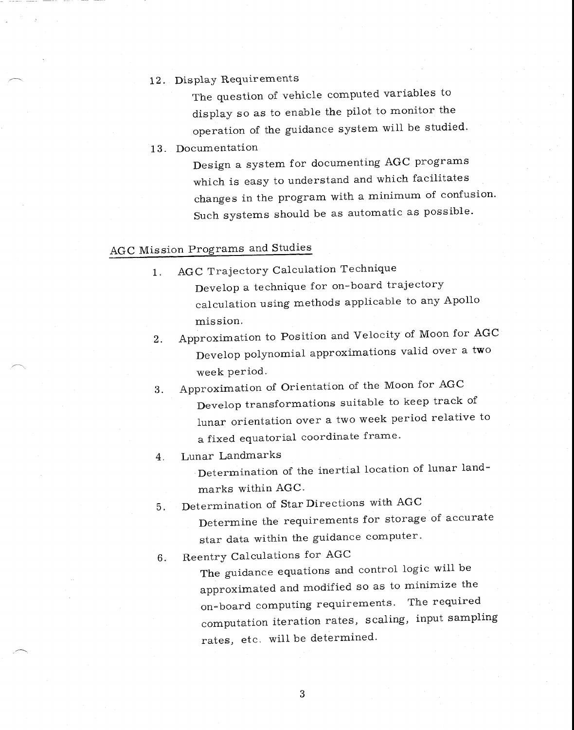12. Display Requirements

    The question of vehicle computed variables to display so as to enable the pilot to monitor the operation of the guidance system will be studied.

13. Documentation

    Design a system for documenting AGC programs which is easy to understand and which facilitates changes in the program with a minimum of confusion. Such systems should be as automatic as possible.

## AGC Mission Programs and Studies

1. AGC Trajectory Calculation Technique

   Develop a technique for on-board trajectory calculation using methods applicable to any Apollo mission.

2. Approximation to Position and Velocity of Moon for AGC

   Develop polynomial approximations valid over a two week period.

3. Approximation of Orientation of the Moon for AGC

   Develop transformations suitable to keep track of lunar orientation over a two week period relative to a fixed equatorial coordinate frame.

4. Lunar Landmarks

   Determination of the inertial location of lunar landmarks within AGC.

5. Determination of Star Directions with AGC

   Determine the requirements for storage of accurate star data within the guidance computer.

6. Reentry Calculations for AGC

   The guidance equations and control logic will be approximated and modified so as to minimize the on-board computing requirements. The required computation iteration rates, scaling, input sampling rates, etc. will be determined.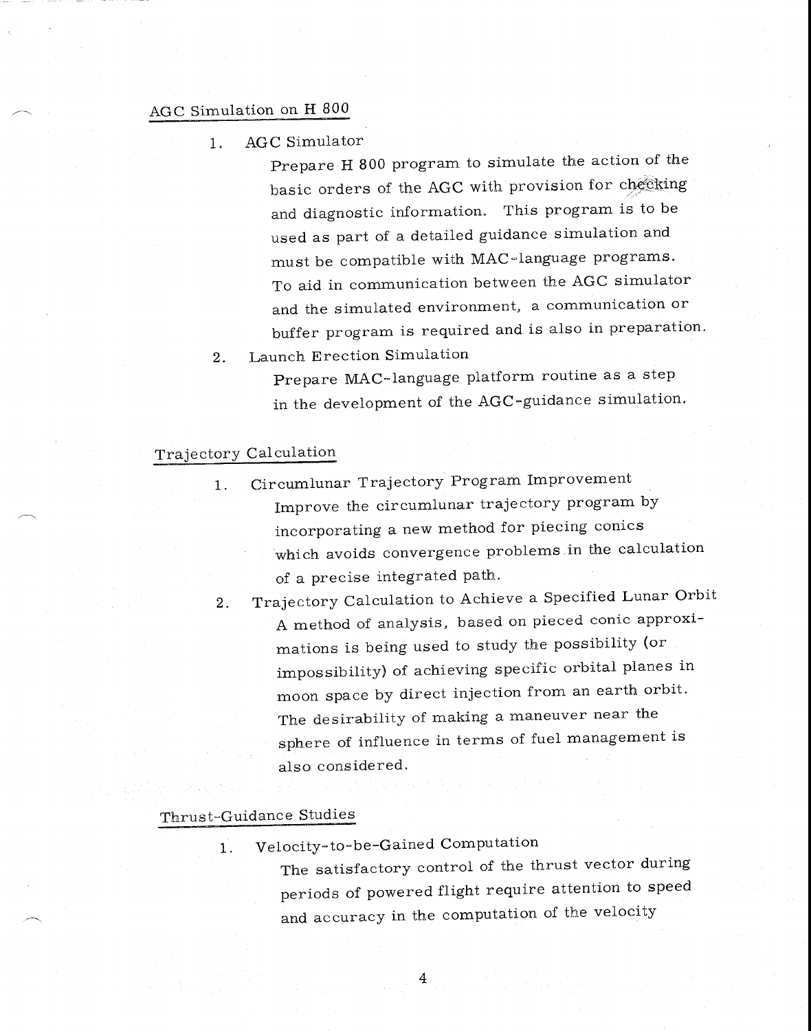## AGC Simulation on H 800

1. AGC Simulator

   Prepare H 800 program to simulate the action of the basic orders of the AGC with provision for checking and diagnostic information. This program is to be used as part of a detailed guidance simulation and must be compatible with MAC-language programs. To aid in communication between the AGC simulator and the simulated environment, a communication or buffer program is required and is also in preparation.

2. Launch Erection Simulation

   Prepare MAC-language platform routine as a step in the development of the AGC-guidance simulation.

## Trajectory Calculation

1. Circumlunar Trajectory Program Improvement

   Improve the circumlunar trajectory program by incorporating a new method for piecing conics which avoids convergence problems in the calculation of a precise integrated path.

2. Trajectory Calculation to Achieve a Specified Lunar Orbit

   A method of analysis, based on pieced conic approximations is being used to study the possibility (or impossibility) of achieving specific orbital planes in moon space by direct injection from an earth orbit. The desirability of making a maneuver near the sphere of influence in terms of fuel management is also considered.

## Thrust-Guidance Studies

1. Velocity-to-be-Gained Computation

   The satisfactory control of the thrust vector during periods of powered flight require attention to speed and accuracy in the computation of the velocity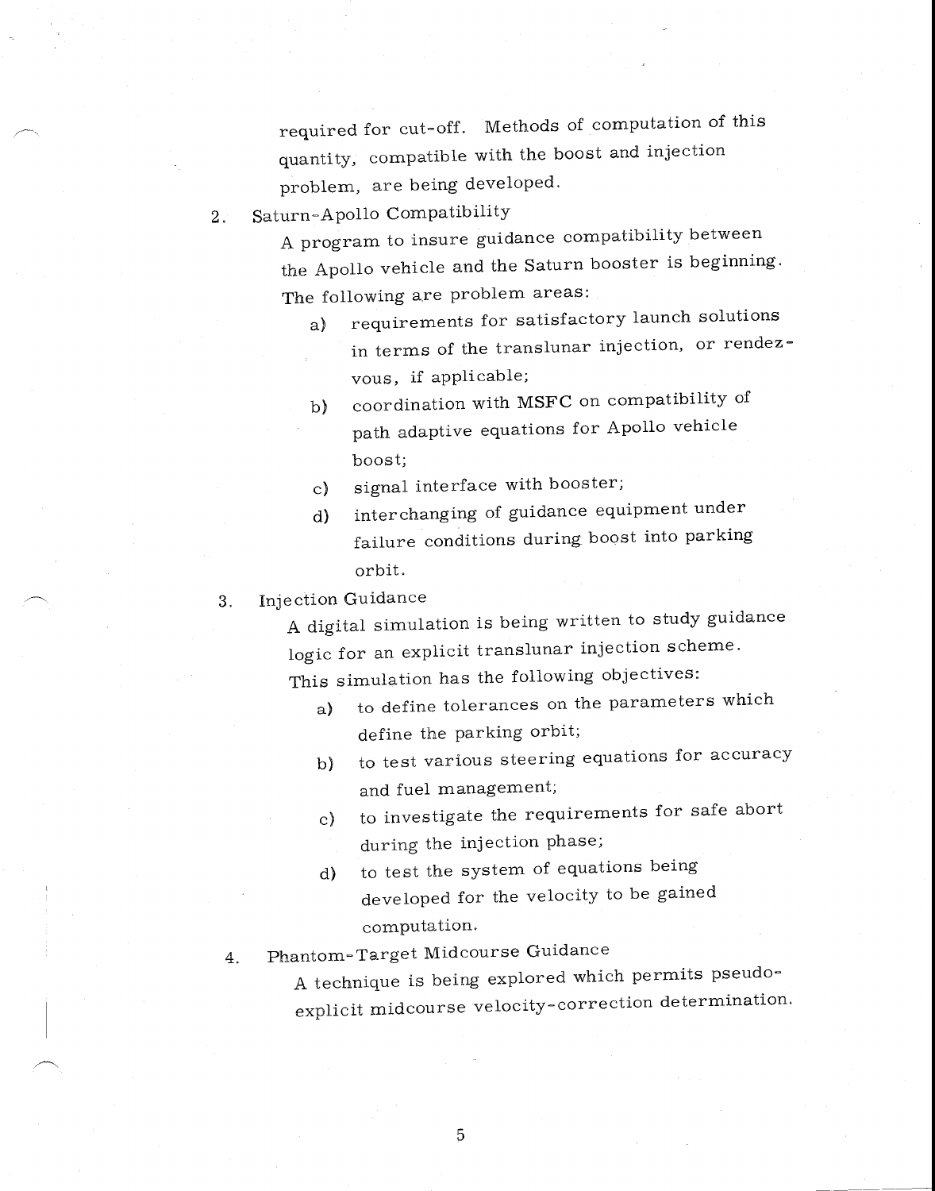required for cut-off. Methods of computation of this quantity, compatible with the boost and injection problem, are being developed.

2. Saturn-Apollo Compatibility

   A program to insure guidance compatibility between the Apollo vehicle and the Saturn booster is beginning. The following are problem areas:

   a) requirements for satisfactory launch solutions in terms of the translunar injection, or rendezvous, if applicable;

   b) coordination with MSFC on compatibility of path adaptive equations for Apollo vehicle boost;

   c) signal interface with booster;

   d) interchanging of guidance equipment under failure conditions during boost into parking orbit.

3. Injection Guidance

   A digital simulation is being written to study guidance logic for an explicit translunar injection scheme. This simulation has the following objectives:

   a) to define tolerances on the parameters which define the parking orbit;

   b) to test various steering equations for accuracy and fuel management;

   c) to investigate the requirements for safe abort during the injection phase;

   d) to test the system of equations being developed for the velocity to be gained computation.

4. Phantom-Target Midcourse Guidance

   A technique is being explored which permits pseudo-explicit midcourse velocity-correction determination.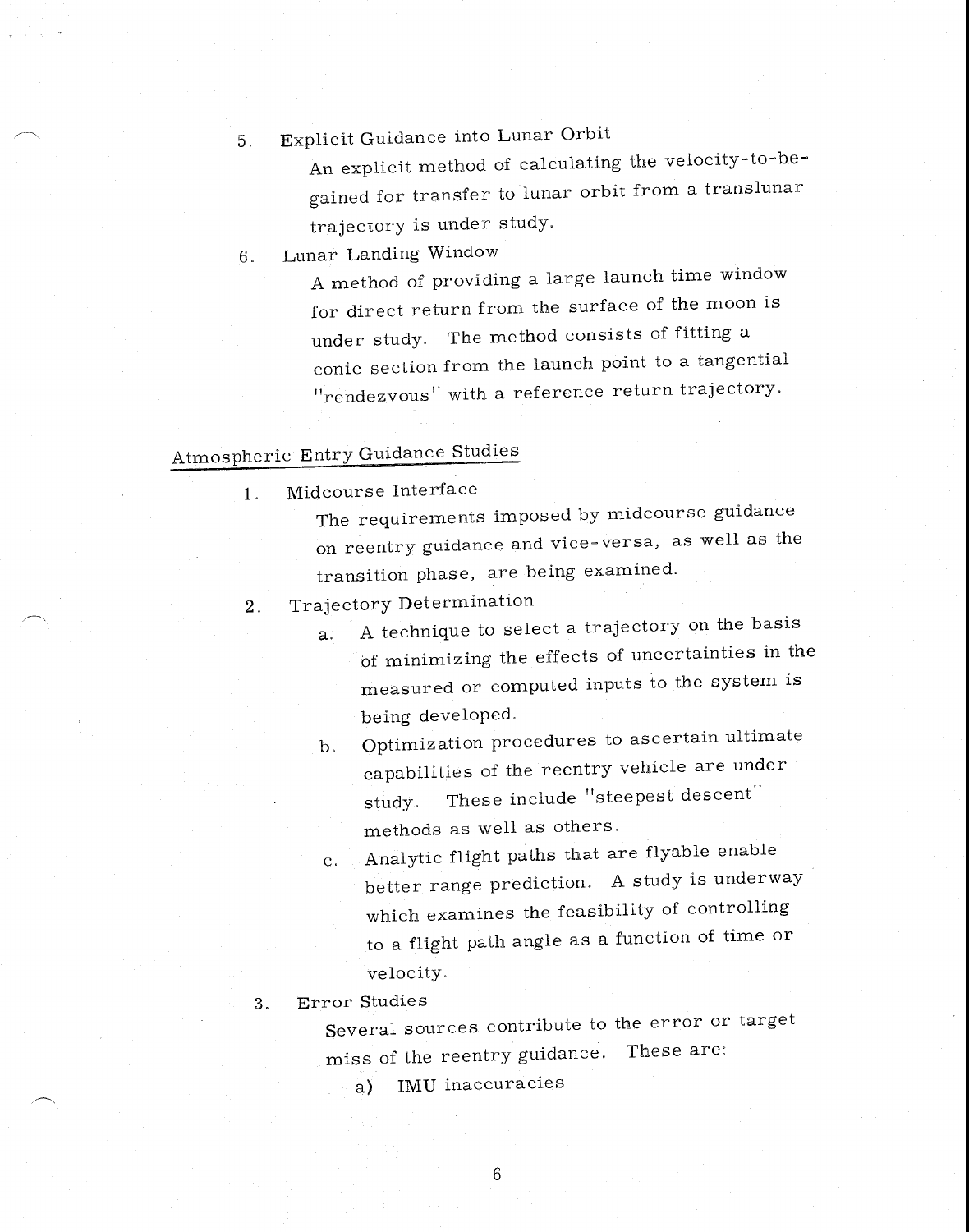5. Explicit Guidance into Lunar Orbit

   An explicit method of calculating the velocity-to-be-gained for transfer to lunar orbit from a translunar trajectory is under study.

6. Lunar Landing Window

   A method of providing a large launch time window for direct return from the surface of the moon is under study. The method consists of fitting a conic section from the launch point to a tangential "rendezvous" with a reference return trajectory.

## Atmospheric Entry Guidance Studies

1. Midcourse Interface

   The requirements imposed by midcourse guidance on reentry guidance and vice-versa, as well as the transition phase, are being examined.

2. Trajectory Determination

   a. A technique to select a trajectory on the basis of minimizing the effects of uncertainties in the measured or computed inputs to the system is being developed.

   b. Optimization procedures to ascertain ultimate capabilities of the reentry vehicle are under study. These include "steepest descent" methods as well as others.

   c. Analytic flight paths that are flyable enable better range prediction. A study is underway which examines the feasibility of controlling to a flight path angle as a function of time or velocity.

3. Error Studies

   Several sources contribute to the error or target miss of the reentry guidance. These are:

   a) IMU inaccuracies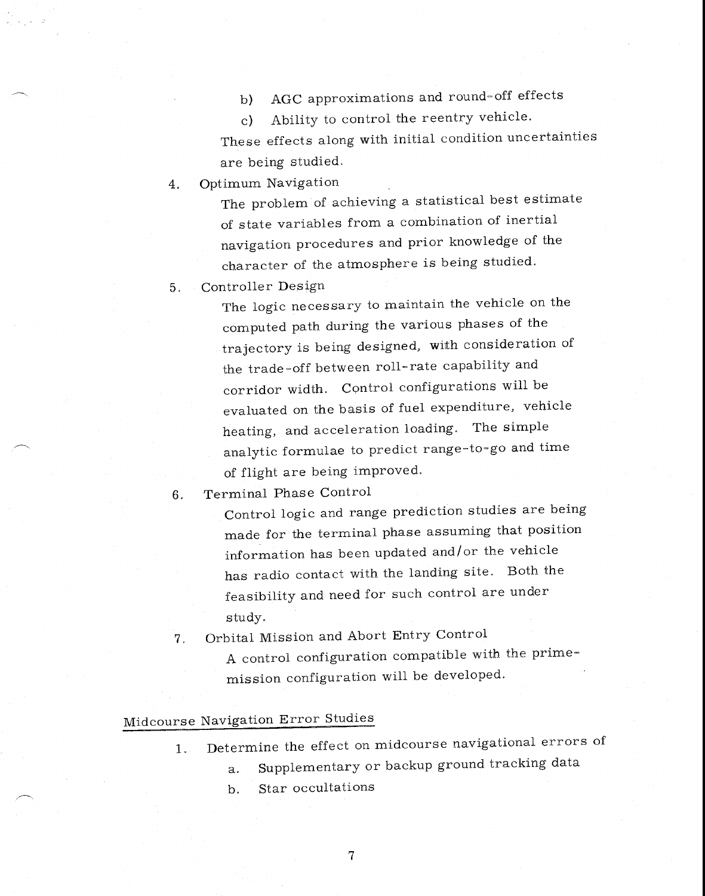b) AGC approximations and round-off effects

c) Ability to control the reentry vehicle.

These effects along with initial condition uncertainties are being studied.

4. Optimum Navigation

   The problem of achieving a statistical best estimate of state variables from a combination of inertial navigation procedures and prior knowledge of the character of the atmosphere is being studied.

5. Controller Design

   The logic necessary to maintain the vehicle on the computed path during the various phases of the trajectory is being designed, with consideration of the trade-off between roll-rate capability and corridor width. Control configurations will be evaluated on the basis of fuel expenditure, vehicle heating, and acceleration loading. The simple analytic formulae to predict range-to-go and time of flight are being improved.

6. Terminal Phase Control

   Control logic and range prediction studies are being made for the terminal phase assuming that position information has been updated and/or the vehicle has radio contact with the landing site. Both the feasibility and need for such control are under study.

7. Orbital Mission and Abort Entry Control

   A control configuration compatible with the prime-mission configuration will be developed.

## Midcourse Navigation Error Studies

1. Determine the effect on midcourse navigational errors of

   a. Supplementary or backup ground tracking data

   b. Star occultations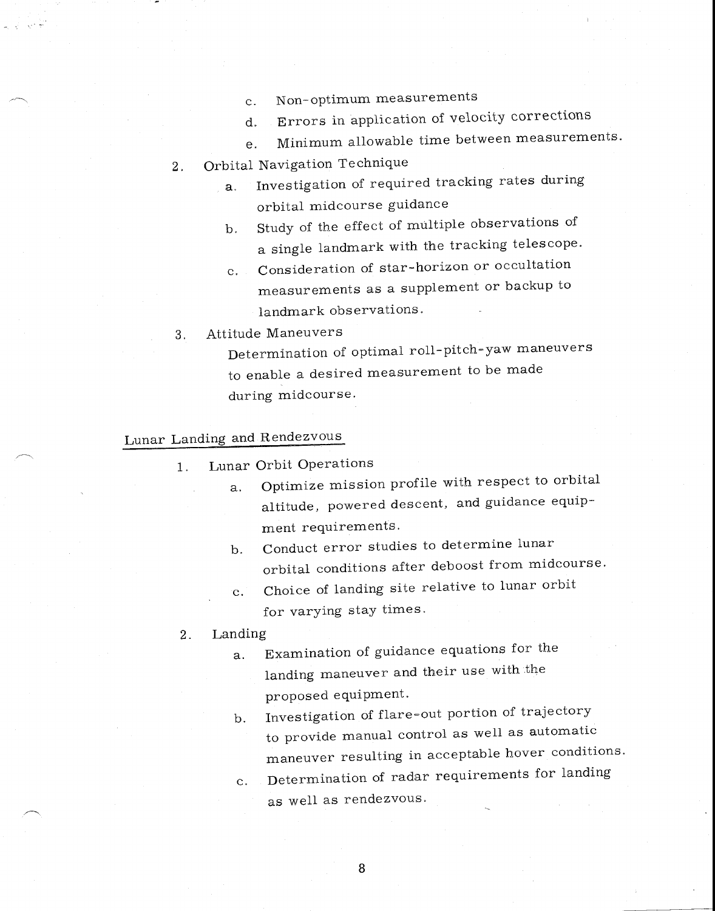c. Non-optimum measurements

d. Errors in application of velocity corrections

e. Minimum allowable time between measurements.

2. Orbital Navigation Technique

   a. Investigation of required tracking rates during orbital midcourse guidance

   b. Study of the effect of multiple observations of a single landmark with the tracking telescope.

   c. Consideration of star-horizon or occultation measurements as a supplement or backup to landmark observations.

3. Attitude Maneuvers

   Determination of optimal roll-pitch-yaw maneuvers to enable a desired measurement to be made during midcourse.

## Lunar Landing and Rendezvous

1. Lunar Orbit Operations

   a. Optimize mission profile with respect to orbital altitude, powered descent, and guidance equipment requirements.

   b. Conduct error studies to determine lunar orbital conditions after deboost from midcourse.

   c. Choice of landing site relative to lunar orbit for varying stay times.

2. Landing

   a. Examination of guidance equations for the landing maneuver and their use with the proposed equipment.

   b. Investigation of flare-out portion of trajectory to provide manual control as well as automatic maneuver resulting in acceptable hover conditions.

   c. Determination of radar requirements for landing as well as rendezvous.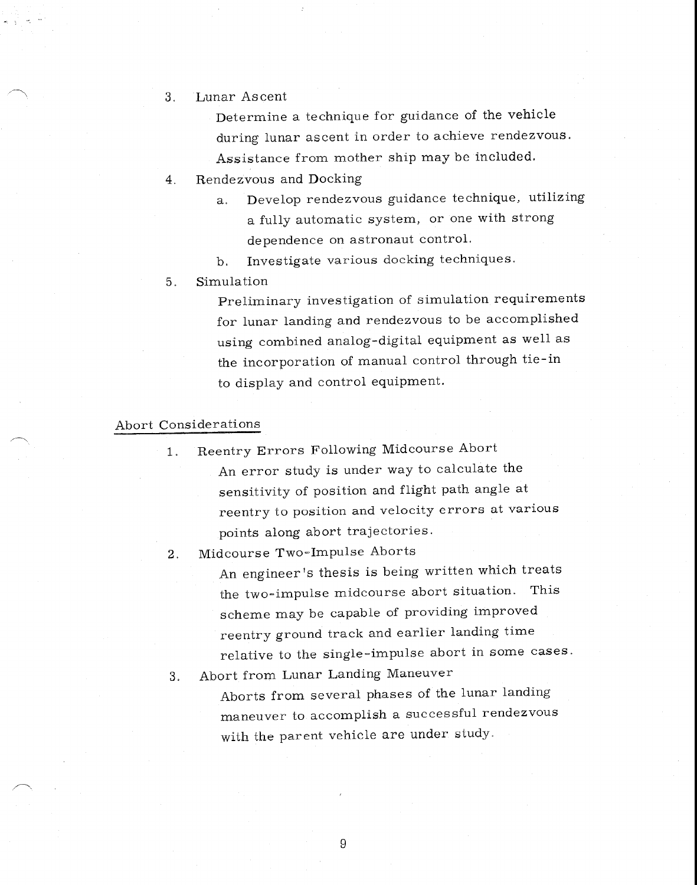3. Lunar Ascent

   Determine a technique for guidance of the vehicle during lunar ascent in order to achieve rendezvous. Assistance from mother ship may be included.

4. Rendezvous and Docking

   a. Develop rendezvous guidance technique, utilizing a fully automatic system, or one with strong dependence on astronaut control.

   b. Investigate various docking techniques.

5. Simulation

   Preliminary investigation of simulation requirements for lunar landing and rendezvous to be accomplished using combined analog-digital equipment as well as the incorporation of manual control through tie-in to display and control equipment.

## Abort Considerations

1. Reentry Errors Following Midcourse Abort

   An error study is under way to calculate the sensitivity of position and flight path angle at reentry to position and velocity errors at various points along abort trajectories.

2. Midcourse Two-Impulse Aborts

   An engineer's thesis is being written which treats the two-impulse midcourse abort situation. This scheme may be capable of providing improved reentry ground track and earlier landing time relative to the single-impulse abort in some cases.

3. Abort from Lunar Landing Maneuver

   Aborts from several phases of the lunar landing maneuver to accomplish a successful rendezvous with the parent vehicle are under study.